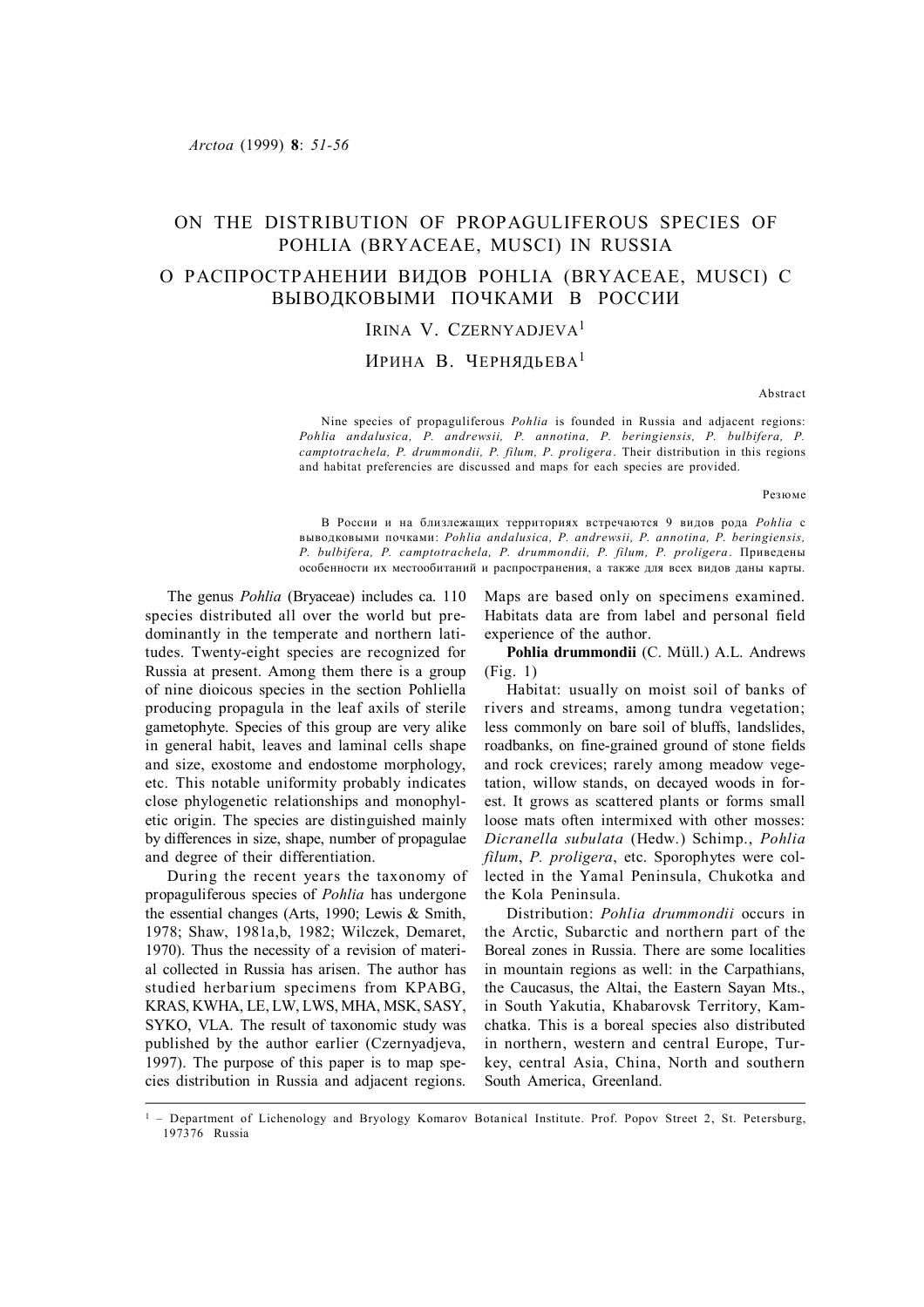# ON THE DISTRIBUTION OF PROPAGULIFEROUS SPECIES OF POHLIA (BRYACEAE, MUSCI) IN RUSSIA

# О РАСПРОСТРАНЕНИИ ВИДОВ POHLIA (BRYACEAE, MUSCI) С ВЫВОДКОВЫМИ ПОЧКАМИ В РОССИИ

IRINA V. CZERNYADJEVA[1]

ИРИНА В. ЧЕРНЯДЬЕВА[1]

### Abstract

Nine species of propaguliferous *Pohlia* is founded in Russia and adjacent regions: *Pohlia andalusica, P. andrewsii, P. annotina, P. beringiensis, P. bulbifera, P. camptotrachela, P. drummondii, P. filum, P. proligera*. Their distribution in this regions and habitat preferencies are discussed and maps for each species are provided.

### Резюме

В России и на близлежащих территориях встречаются 9 видов рода *Pohlia* с выводковыми почками: *Pohlia andalusica, P. andrewsii, P. annotina, P. beringiensis, P. bulbifera, P. camptotrachela, P. drummondii, P. filum, P. proligera*. Приведены особенности их местообитаний и распространения, а также для всех видов даны карты.

The genus *Pohlia* (Bryaceae) includes ca. 110 species distributed all over the world but predominantly in the temperate and northern latitudes. Twenty-eight species are recognized for Russia at present. Among them there is a group of nine dioicous species in the section Pohliella producing propagula in the leaf axils of sterile gametophyte. Species of this group are very alike in general habit, leaves and laminal cells shape and size, exostome and endostome morphology, etc. This notable uniformity probably indicates close phylogenetic relationships and monophyletic origin. The species are distinguished mainly by differences in size, shape, number of propagulae and degree of their differentiation.

During the recent years the taxonomy of propaguliferous species of *Pohlia* has undergone the essential changes (Arts, 1990; Lewis & Smith, 1978; Shaw, 1981a,b, 1982; Wilczek, Demaret, 1970). Thus the necessity of a revision of material collected in Russia has arisen. The author has studied herbarium specimens from KPABG, KRAS, KWHA, LE, LW, LWS, MHA, MSK, SASY, SYKO, VLA. The result of taxonomic study was published by the author earlier (Czernyadjeva, 1997). The purpose of this paper is to map species distribution in Russia and adjacent regions. Maps are based only on specimens examined. Habitats data are from label and personal field experience of the author.

**Pohlia drummondii** (C. Müll.) A.L. Andrews (Fig. 1)

Habitat: usually on moist soil of banks of rivers and streams, among tundra vegetation; less commonly on bare soil of bluffs, landslides, roadbanks, on fine-grained ground of stone fields and rock crevices; rarely among meadow vegetation, willow stands, on decayed woods in forest. It grows as scattered plants or forms small loose mats often intermixed with other mosses: *Dicranella subulata* (Hedw.) Schimp., *Pohlia filum*, *P. proligera*, etc. Sporophytes were collected in the Yamal Peninsula, Chukotka and the Kola Peninsula.

Distribution: *Pohlia drummondii* occurs in the Arctic, Subarctic and northern part of the Boreal zones in Russia. There are some localities in mountain regions as well: in the Carpathians, the Caucasus, the Altai, the Eastern Sayan Mts., in South Yakutia, Khabarovsk Territory, Kamchatka. This is a boreal species also distributed in northern, western and central Europe, Turkey, central Asia, China, North and southern South America, Greenland.

[1] – Department of Lichenology and Bryology Komarov Botanical Institute. Prof. Popov Street 2, St. Petersburg, 197376 Russia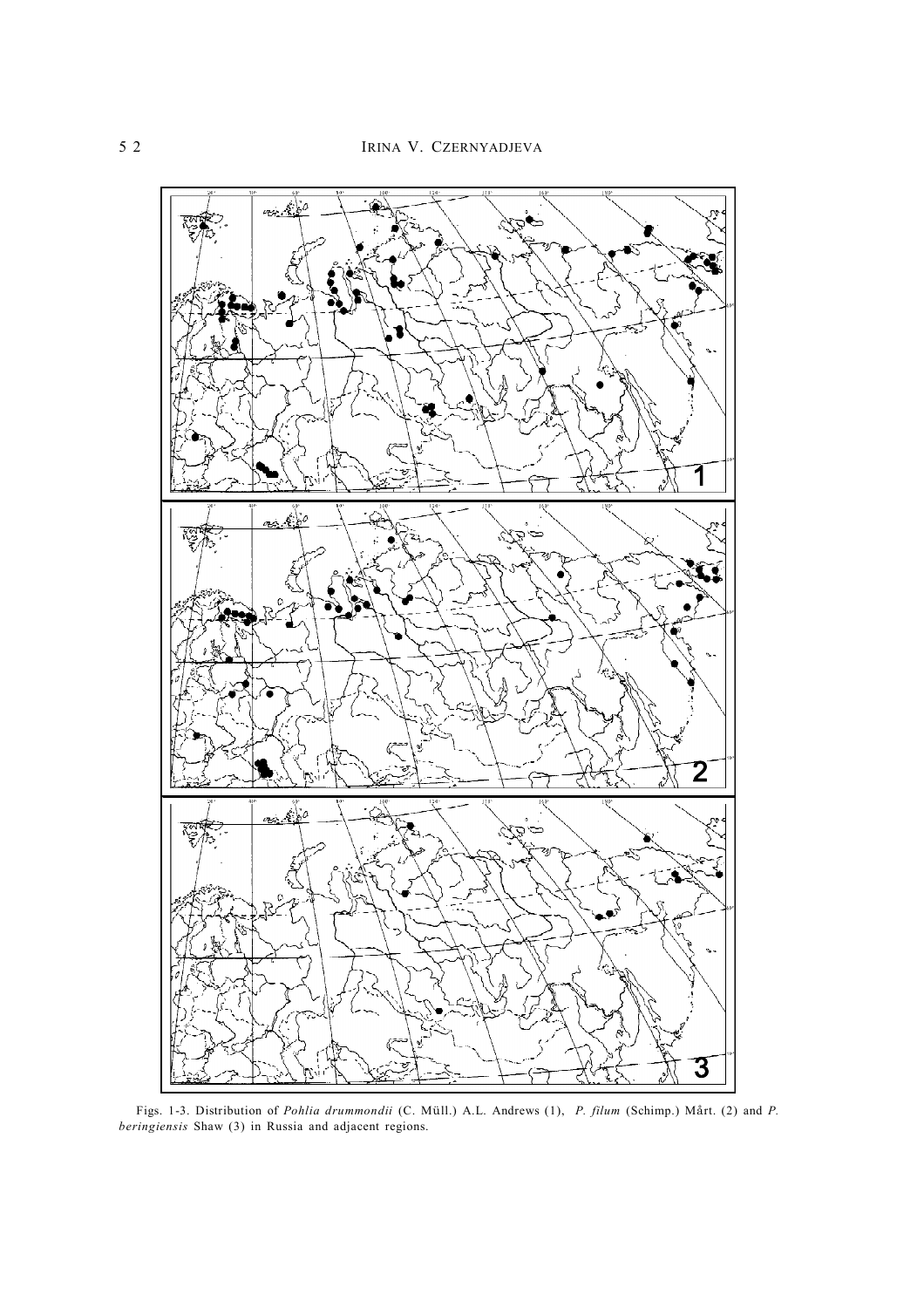Figs. 1-3. Distribution of *Pohlia drummondii* (C. Müll.) A.L. Andrews (1), *P. filum* (Schimp.) Mårt. (2) and *P. beringiensis* Shaw (3) in Russia and adjacent regions.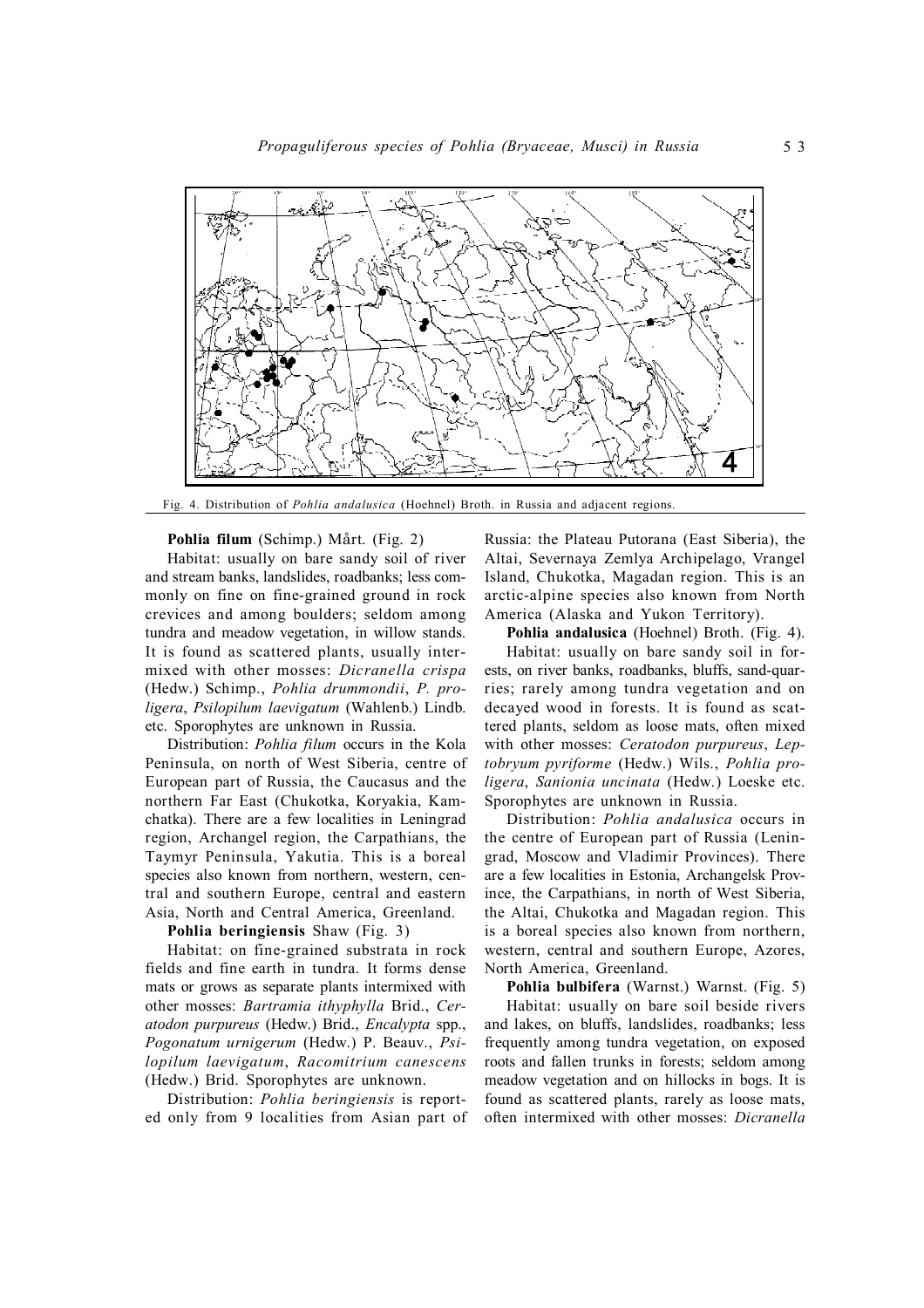Fig. 4. Distribution of *Pohlia andalusica* (Hoehnel) Broth. in Russia and adjacent regions.

**Pohlia filum** (Schimp.) Mårt. (Fig. 2)

Habitat: usually on bare sandy soil of river and stream banks, landslides, roadbanks; less commonly on fine on fine-grained ground in rock crevices and among boulders; seldom among tundra and meadow vegetation, in willow stands. It is found as scattered plants, usually intermixed with other mosses: *Dicranella crispa* (Hedw.) Schimp., *Pohlia drummondii*, *P. proligera*, *Psilopilum laevigatum* (Wahlenb.) Lindb. etc. Sporophytes are unknown in Russia.

Distribution: *Pohlia filum* occurs in the Kola Peninsula, on north of West Siberia, centre of European part of Russia, the Caucasus and the northern Far East (Chukotka, Koryakia, Kamchatka). There are a few localities in Leningrad region, Archangel region, the Carpathians, the Taymyr Peninsula, Yakutia. This is a boreal species also known from northern, western, central and southern Europe, central and eastern Asia, North and Central America, Greenland.

**Pohlia beringiensis** Shaw (Fig. 3)

Habitat: on fine-grained substrata in rock fields and fine earth in tundra. It forms dense mats or grows as separate plants intermixed with other mosses: *Bartramia ithyphylla* Brid., *Ceratodon purpureus* (Hedw.) Brid., *Encalypta* spp., *Pogonatum urnigerum* (Hedw.) P. Beauv., *Psilopilum laevigatum*, *Racomitrium canescens* (Hedw.) Brid. Sporophytes are unknown.

Distribution: *Pohlia beringiensis* is reported only from 9 localities from Asian part of Russia: the Plateau Putorana (East Siberia), the Altai, Severnaya Zemlya Archipelago, Vrangel Island, Chukotka, Magadan region. This is an arctic-alpine species also known from North America (Alaska and Yukon Territory).

**Pohlia andalusica** (Hoehnel) Broth. (Fig. 4).

Habitat: usually on bare sandy soil in forests, on river banks, roadbanks, bluffs, sand-quarries; rarely among tundra vegetation and on decayed wood in forests. It is found as scattered plants, seldom as loose mats, often mixed with other mosses: *Ceratodon purpureus*, *Leptobryum pyriforme* (Hedw.) Wils., *Pohlia proligera*, *Sanionia uncinata* (Hedw.) Loeske etc. Sporophytes are unknown in Russia.

Distribution: *Pohlia andalusica* occurs in the centre of European part of Russia (Leningrad, Moscow and Vladimir Provinces). There are a few localities in Estonia, Archangelsk Province, the Carpathians, in north of West Siberia, the Altai, Chukotka and Magadan region. This is a boreal species also known from northern, western, central and southern Europe, Azores, North America, Greenland.

**Pohlia bulbifera** (Warnst.) Warnst. (Fig. 5)

Habitat: usually on bare soil beside rivers and lakes, on bluffs, landslides, roadbanks; less frequently among tundra vegetation, on exposed roots and fallen trunks in forests; seldom among meadow vegetation and on hillocks in bogs. It is found as scattered plants, rarely as loose mats, often intermixed with other mosses: *Dicranella*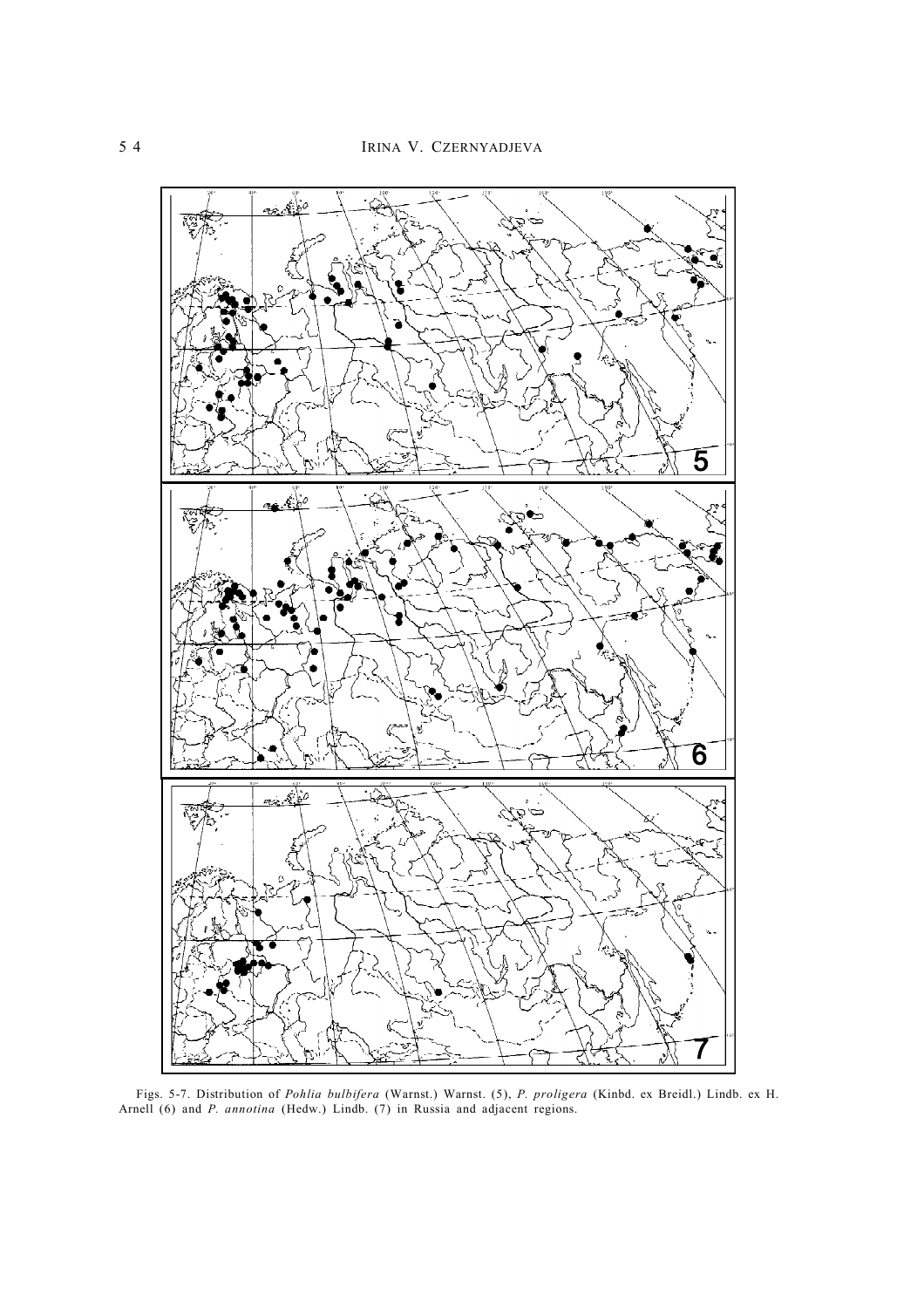Figs. 5-7. Distribution of *Pohlia bulbifera* (Warnst.) Warnst. (5), *P. proligera* (Kinbd. ex Breidl.) Lindb. ex H. Arnell (6) and *P. annotina* (Hedw.) Lindb. (7) in Russia and adjacent regions.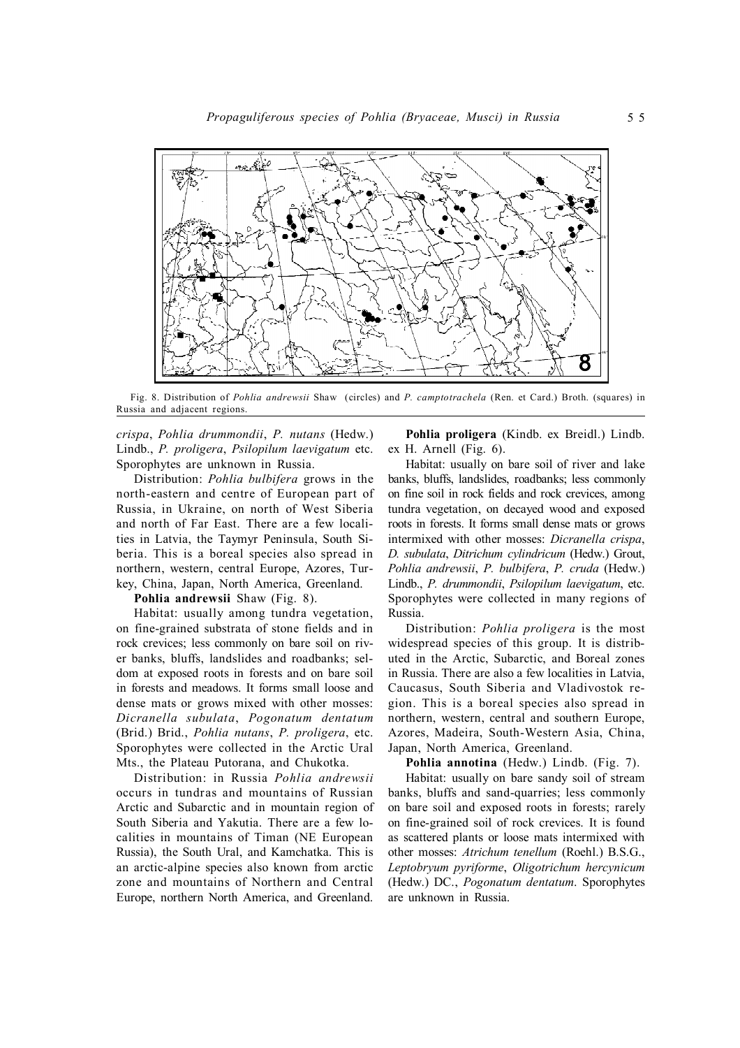Fig. 8. Distribution of *Pohlia andrewsii* Shaw (circles) and *P. camptotrachela* (Ren. et Card.) Broth. (squares) in Russia and adjacent regions.

*crispa*, *Pohlia drummondii*, *P. nutans* (Hedw.) Lindb., *P. proligera*, *Psilopilum laevigatum* etc. Sporophytes are unknown in Russia.

Distribution: *Pohlia bulbifera* grows in the north-eastern and centre of European part of Russia, in Ukraine, on north of West Siberia and north of Far East. There are a few localities in Latvia, the Taymyr Peninsula, South Siberia. This is a boreal species also spread in northern, western, central Europe, Azores, Turkey, China, Japan, North America, Greenland.

**Pohlia andrewsii** Shaw (Fig. 8).

Habitat: usually among tundra vegetation, on fine-grained substrata of stone fields and in rock crevices; less commonly on bare soil on river banks, bluffs, landslides and roadbanks; seldom at exposed roots in forests and on bare soil in forests and meadows. It forms small loose and dense mats or grows mixed with other mosses: *Dicranella subulata*, *Pogonatum dentatum* (Brid.) Brid., *Pohlia nutans*, *P. proligera*, etc. Sporophytes were collected in the Arctic Ural Mts., the Plateau Putorana, and Chukotka.

Distribution: in Russia *Pohlia andrewsii* occurs in tundras and mountains of Russian Arctic and Subarctic and in mountain region of South Siberia and Yakutia. There are a few localities in mountains of Timan (NE European Russia), the South Ural, and Kamchatka. This is an arctic-alpine species also known from arctic zone and mountains of Northern and Central Europe, northern North America, and Greenland.

**Pohlia proligera** (Kindb. ex Breidl.) Lindb. ex H. Arnell (Fig. 6).

Habitat: usually on bare soil of river and lake banks, bluffs, landslides, roadbanks; less commonly on fine soil in rock fields and rock crevices, among tundra vegetation, on decayed wood and exposed roots in forests. It forms small dense mats or grows intermixed with other mosses: *Dicranella crispa*, *D. subulata*, *Ditrichum cylindricum* (Hedw.) Grout, *Pohlia andrewsii*, *P. bulbifera*, *P. cruda* (Hedw.) Lindb., *P. drummondii*, *Psilopilum laevigatum*, etc. Sporophytes were collected in many regions of Russia.

Distribution: *Pohlia proligera* is the most widespread species of this group. It is distributed in the Arctic, Subarctic, and Boreal zones in Russia. There are also a few localities in Latvia, Caucasus, South Siberia and Vladivostok region. This is a boreal species also spread in northern, western, central and southern Europe, Azores, Madeira, South-Western Asia, China, Japan, North America, Greenland.

**Pohlia annotina** (Hedw.) Lindb. (Fig. 7).

Habitat: usually on bare sandy soil of stream banks, bluffs and sand-quarries; less commonly on bare soil and exposed roots in forests; rarely on fine-grained soil of rock crevices. It is found as scattered plants or loose mats intermixed with other mosses: *Atrichum tenellum* (Roehl.) B.S.G., *Leptobryum pyriforme*, *Oligotrichum hercynicum* (Hedw.) DC., *Pogonatum dentatum*. Sporophytes are unknown in Russia.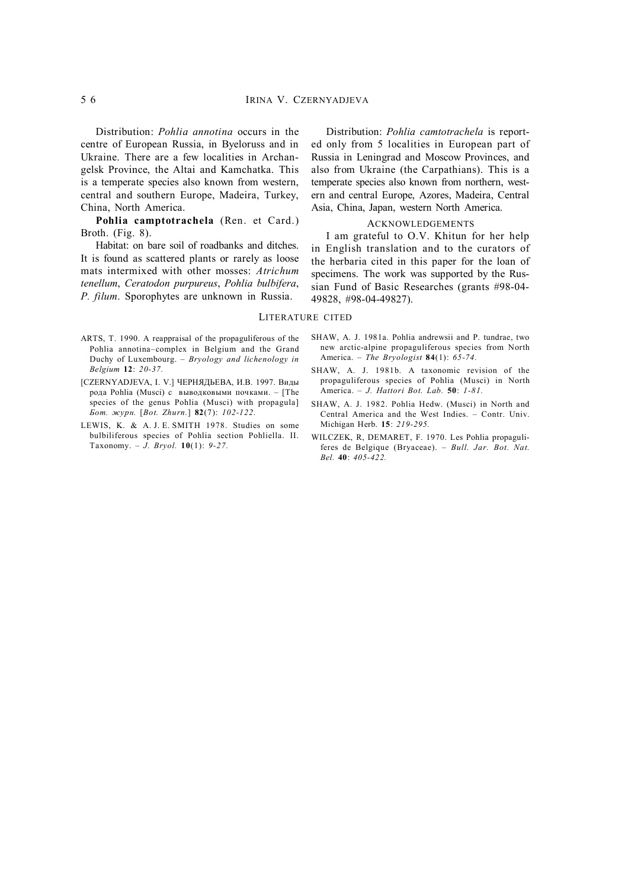Distribution: *Pohlia annotina* occurs in the centre of European Russia, in Byeloruss and in Ukraine. There are a few localities in Archangelsk Province, the Altai and Kamchatka. This is a temperate species also known from western, central and southern Europe, Madeira, Turkey, China, North America.

**Pohlia camptotrachela** (Ren. et Card.) Broth. (Fig. 8).

Habitat: on bare soil of roadbanks and ditches. It is found as scattered plants or rarely as loose mats intermixed with other mosses: *Atrichum tenellum*, *Ceratodon purpureus*, *Pohlia bulbifera*, *P. filum*. Sporophytes are unknown in Russia.

Distribution: *Pohlia camtotrachela* is reported only from 5 localities in European part of Russia in Leningrad and Moscow Provinces, and also from Ukraine (the Carpathians). This is a temperate species also known from northern, western and central Europe, Azores, Madeira, Central Asia, China, Japan, western North America.

## ACKNOWLEDGEMENTS

I am grateful to O.V. Khitun for her help in English translation and to the curators of the herbaria cited in this paper for the loan of specimens. The work was supported by the Russian Fund of Basic Researches (grants #98-04-49828, #98-04-49827).

## LITERATURE CITED

ARTS, T. 1990. A reappraisal of the propaguliferous of the Pohlia annotina–complex in Belgium and the Grand Duchy of Luxembourg. – *Bryology and lichenology in Belgium* **12**: *20-37.*

[CZERNYADJEVA, I. V.] ЧЕРНЯДЬЕВА, И.В. 1997. Виды рода Pohlia (Musci) с выводковыми почками. – [The species of the genus Pohlia (Musci) with propagula] *Бот. журн.* [*Bot. Zhurn.*] **82**(7): *102-122.*

LEWIS, K. & A. J. E. SMITH 1978. Studies on some bulbiliferous species of Pohlia section Pohliella. II. Taxonomy. – *J. Bryol.* **10**(1): *9-27.*

SHAW, A. J. 1981a. Pohlia andrewsii and P. tundrae, two new arctic-alpine propaguliferous species from North America. – *The Bryologist* **84**(1): *65-74.*

SHAW, A. J. 1981b. A taxonomic revision of the propaguliferous species of Pohlia (Musci) in North America. – *J. Hattori Bot. Lab.* **50**: *1-81.*

SHAW, A. J. 1982. Pohlia Hedw. (Musci) in North and Central America and the West Indies. – Contr. Univ. Michigan Herb. **15**: *219-295.*

WILCZEK, R, DEMARET, F. 1970. Les Pohlia propaguliferes de Belgique (Bryaceae). – *Bull. Jar. Bot. Nat. Bel.* **40**: *405-422.*